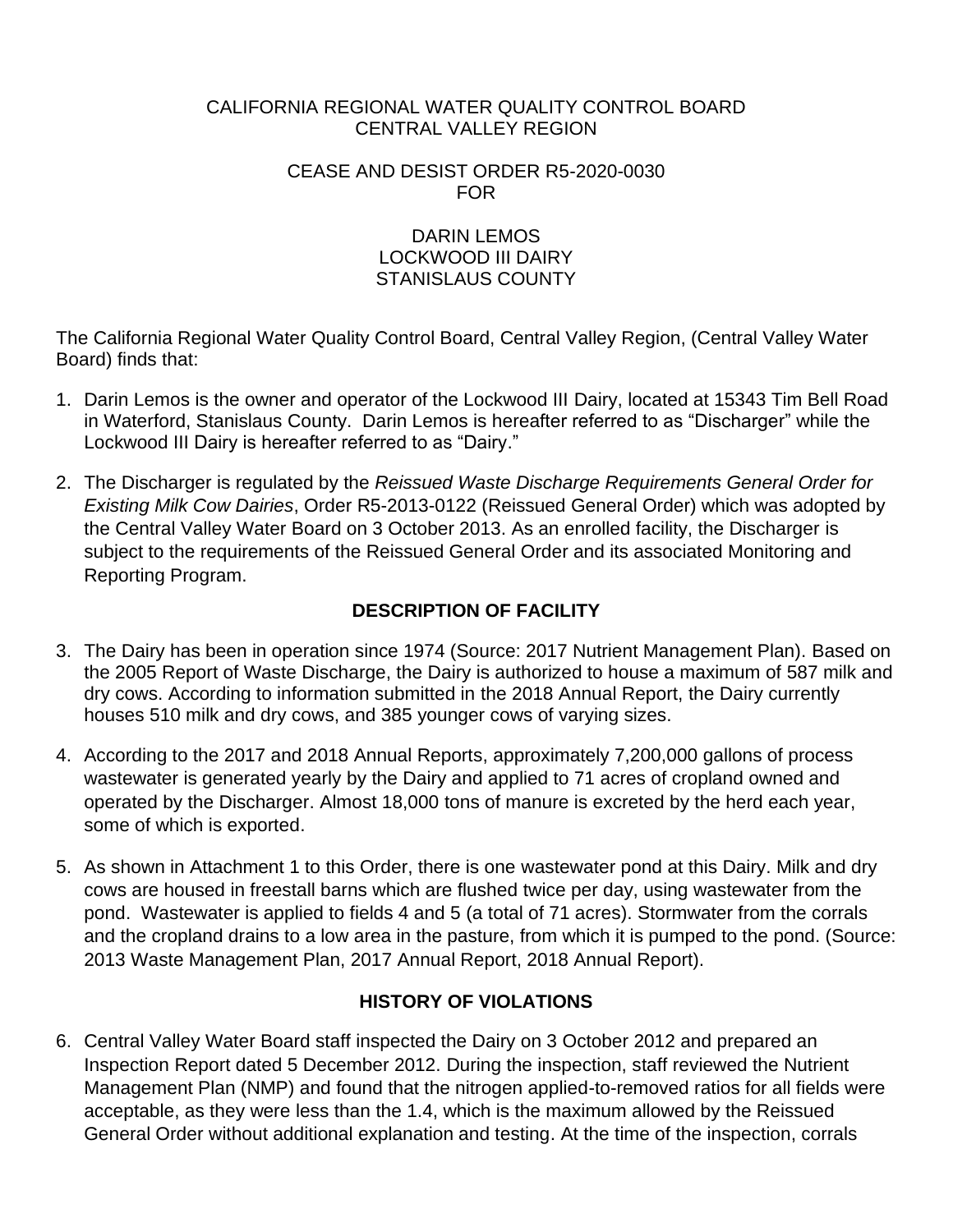CALIFORNIA REGIONAL WATER QUALITY CONTROL BOARD
CENTRAL VALLEY REGION

CEASE AND DESIST ORDER R5-2020-0030
FOR

DARIN LEMOS
LOCKWOOD III DAIRY
STANISLAUS COUNTY

The California Regional Water Quality Control Board, Central Valley Region, (Central Valley Water Board) finds that:

1. Darin Lemos is the owner and operator of the Lockwood III Dairy, located at 15343 Tim Bell Road in Waterford, Stanislaus County. Darin Lemos is hereafter referred to as "Discharger" while the Lockwood III Dairy is hereafter referred to as "Dairy."

2. The Discharger is regulated by the *Reissued Waste Discharge Requirements General Order for Existing Milk Cow Dairies*, Order R5-2013-0122 (Reissued General Order) which was adopted by the Central Valley Water Board on 3 October 2013. As an enrolled facility, the Discharger is subject to the requirements of the Reissued General Order and its associated Monitoring and Reporting Program.

## DESCRIPTION OF FACILITY

3. The Dairy has been in operation since 1974 (Source: 2017 Nutrient Management Plan). Based on the 2005 Report of Waste Discharge, the Dairy is authorized to house a maximum of 587 milk and dry cows. According to information submitted in the 2018 Annual Report, the Dairy currently houses 510 milk and dry cows, and 385 younger cows of varying sizes.

4. According to the 2017 and 2018 Annual Reports, approximately 7,200,000 gallons of process wastewater is generated yearly by the Dairy and applied to 71 acres of cropland owned and operated by the Discharger. Almost 18,000 tons of manure is excreted by the herd each year, some of which is exported.

5. As shown in Attachment 1 to this Order, there is one wastewater pond at this Dairy. Milk and dry cows are housed in freestall barns which are flushed twice per day, using wastewater from the pond. Wastewater is applied to fields 4 and 5 (a total of 71 acres). Stormwater from the corrals and the cropland drains to a low area in the pasture, from which it is pumped to the pond. (Source: 2013 Waste Management Plan, 2017 Annual Report, 2018 Annual Report).

## HISTORY OF VIOLATIONS

6. Central Valley Water Board staff inspected the Dairy on 3 October 2012 and prepared an Inspection Report dated 5 December 2012. During the inspection, staff reviewed the Nutrient Management Plan (NMP) and found that the nitrogen applied-to-removed ratios for all fields were acceptable, as they were less than the 1.4, which is the maximum allowed by the Reissued General Order without additional explanation and testing. At the time of the inspection, corrals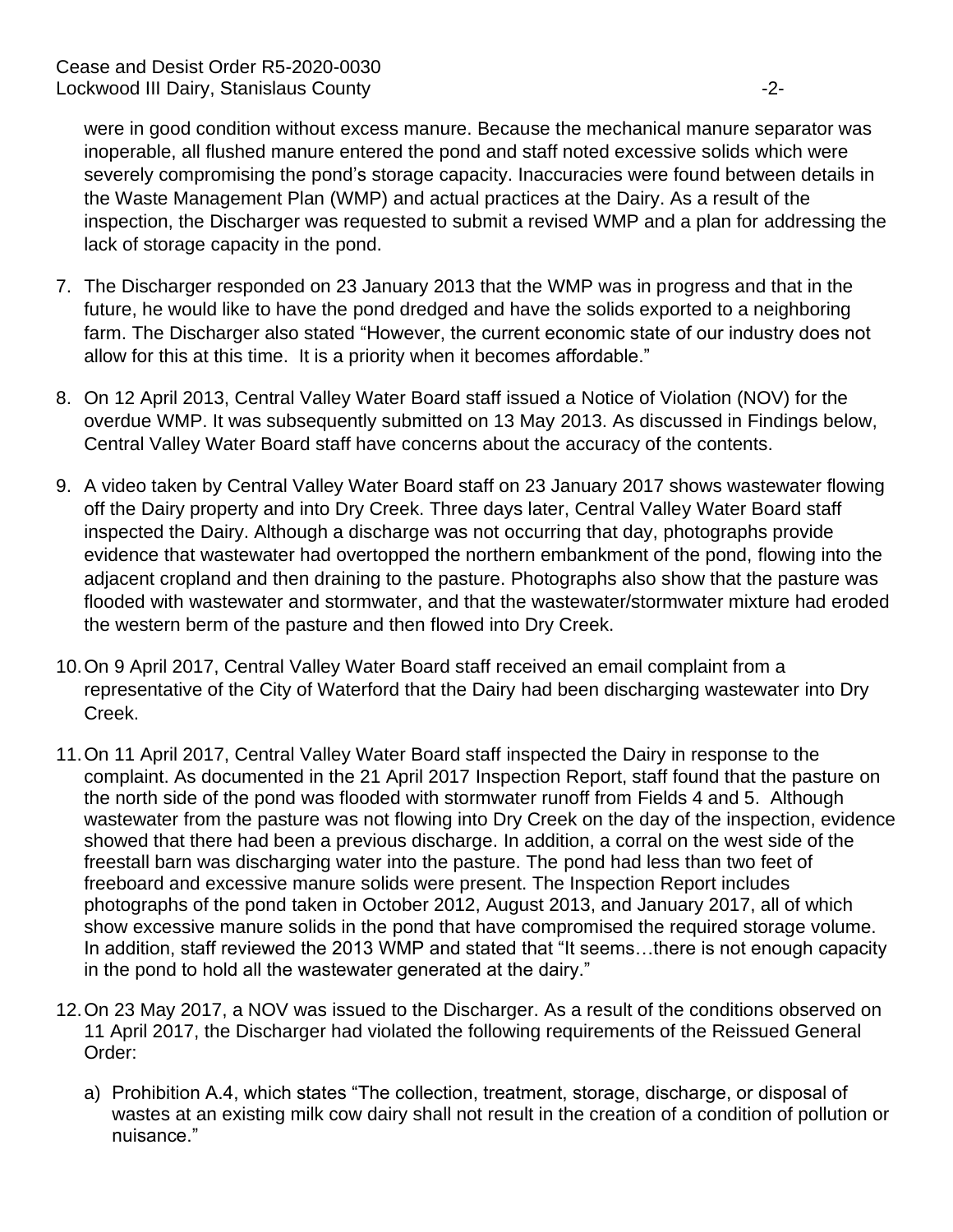were in good condition without excess manure. Because the mechanical manure separator was inoperable, all flushed manure entered the pond and staff noted excessive solids which were severely compromising the pond's storage capacity. Inaccuracies were found between details in the Waste Management Plan (WMP) and actual practices at the Dairy. As a result of the inspection, the Discharger was requested to submit a revised WMP and a plan for addressing the lack of storage capacity in the pond.

7. The Discharger responded on 23 January 2013 that the WMP was in progress and that in the future, he would like to have the pond dredged and have the solids exported to a neighboring farm. The Discharger also stated "However, the current economic state of our industry does not allow for this at this time. It is a priority when it becomes affordable."

8. On 12 April 2013, Central Valley Water Board staff issued a Notice of Violation (NOV) for the overdue WMP. It was subsequently submitted on 13 May 2013. As discussed in Findings below, Central Valley Water Board staff have concerns about the accuracy of the contents.

9. A video taken by Central Valley Water Board staff on 23 January 2017 shows wastewater flowing off the Dairy property and into Dry Creek. Three days later, Central Valley Water Board staff inspected the Dairy. Although a discharge was not occurring that day, photographs provide evidence that wastewater had overtopped the northern embankment of the pond, flowing into the adjacent cropland and then draining to the pasture. Photographs also show that the pasture was flooded with wastewater and stormwater, and that the wastewater/stormwater mixture had eroded the western berm of the pasture and then flowed into Dry Creek.

10. On 9 April 2017, Central Valley Water Board staff received an email complaint from a representative of the City of Waterford that the Dairy had been discharging wastewater into Dry Creek.

11. On 11 April 2017, Central Valley Water Board staff inspected the Dairy in response to the complaint. As documented in the 21 April 2017 Inspection Report, staff found that the pasture on the north side of the pond was flooded with stormwater runoff from Fields 4 and 5. Although wastewater from the pasture was not flowing into Dry Creek on the day of the inspection, evidence showed that there had been a previous discharge. In addition, a corral on the west side of the freestall barn was discharging water into the pasture. The pond had less than two feet of freeboard and excessive manure solids were present. The Inspection Report includes photographs of the pond taken in October 2012, August 2013, and January 2017, all of which show excessive manure solids in the pond that have compromised the required storage volume. In addition, staff reviewed the 2013 WMP and stated that "It seems…there is not enough capacity in the pond to hold all the wastewater generated at the dairy."

12. On 23 May 2017, a NOV was issued to the Discharger. As a result of the conditions observed on 11 April 2017, the Discharger had violated the following requirements of the Reissued General Order:

    a) Prohibition A.4, which states "The collection, treatment, storage, discharge, or disposal of wastes at an existing milk cow dairy shall not result in the creation of a condition of pollution or nuisance."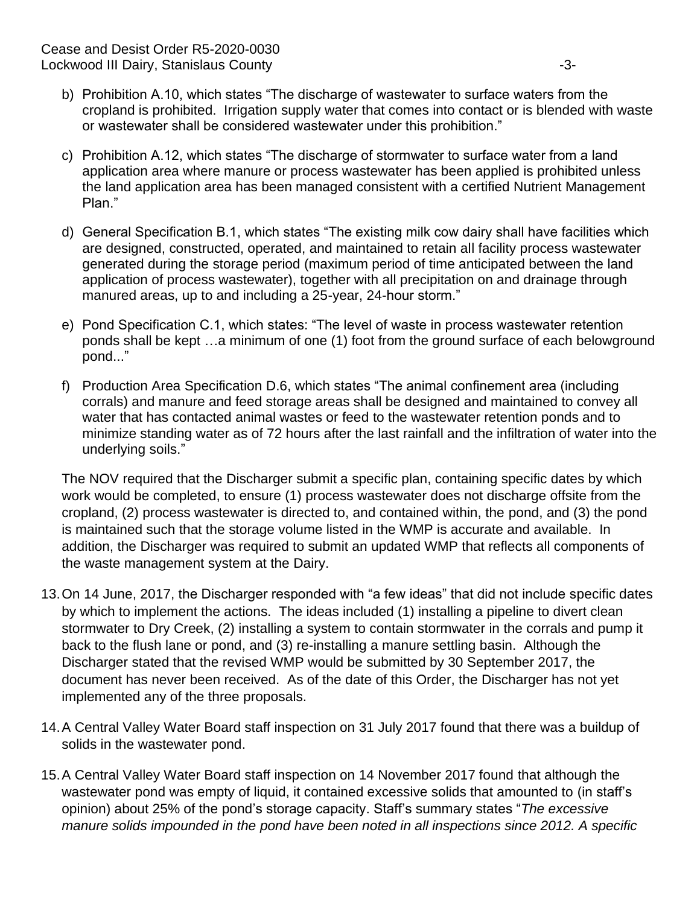b) Prohibition A.10, which states "The discharge of wastewater to surface waters from the cropland is prohibited. Irrigation supply water that comes into contact or is blended with waste or wastewater shall be considered wastewater under this prohibition."

c) Prohibition A.12, which states "The discharge of stormwater to surface water from a land application area where manure or process wastewater has been applied is prohibited unless the land application area has been managed consistent with a certified Nutrient Management Plan."

d) General Specification B.1, which states "The existing milk cow dairy shall have facilities which are designed, constructed, operated, and maintained to retain all facility process wastewater generated during the storage period (maximum period of time anticipated between the land application of process wastewater), together with all precipitation on and drainage through manured areas, up to and including a 25-year, 24-hour storm."

e) Pond Specification C.1, which states: "The level of waste in process wastewater retention ponds shall be kept …a minimum of one (1) foot from the ground surface of each belowground pond..."

f) Production Area Specification D.6, which states "The animal confinement area (including corrals) and manure and feed storage areas shall be designed and maintained to convey all water that has contacted animal wastes or feed to the wastewater retention ponds and to minimize standing water as of 72 hours after the last rainfall and the infiltration of water into the underlying soils."

The NOV required that the Discharger submit a specific plan, containing specific dates by which work would be completed, to ensure (1) process wastewater does not discharge offsite from the cropland, (2) process wastewater is directed to, and contained within, the pond, and (3) the pond is maintained such that the storage volume listed in the WMP is accurate and available. In addition, the Discharger was required to submit an updated WMP that reflects all components of the waste management system at the Dairy.

13. On 14 June, 2017, the Discharger responded with "a few ideas" that did not include specific dates by which to implement the actions. The ideas included (1) installing a pipeline to divert clean stormwater to Dry Creek, (2) installing a system to contain stormwater in the corrals and pump it back to the flush lane or pond, and (3) re-installing a manure settling basin. Although the Discharger stated that the revised WMP would be submitted by 30 September 2017, the document has never been received. As of the date of this Order, the Discharger has not yet implemented any of the three proposals.

14. A Central Valley Water Board staff inspection on 31 July 2017 found that there was a buildup of solids in the wastewater pond.

15. A Central Valley Water Board staff inspection on 14 November 2017 found that although the wastewater pond was empty of liquid, it contained excessive solids that amounted to (in staff's opinion) about 25% of the pond's storage capacity. Staff's summary states "*The excessive manure solids impounded in the pond have been noted in all inspections since 2012. A specific*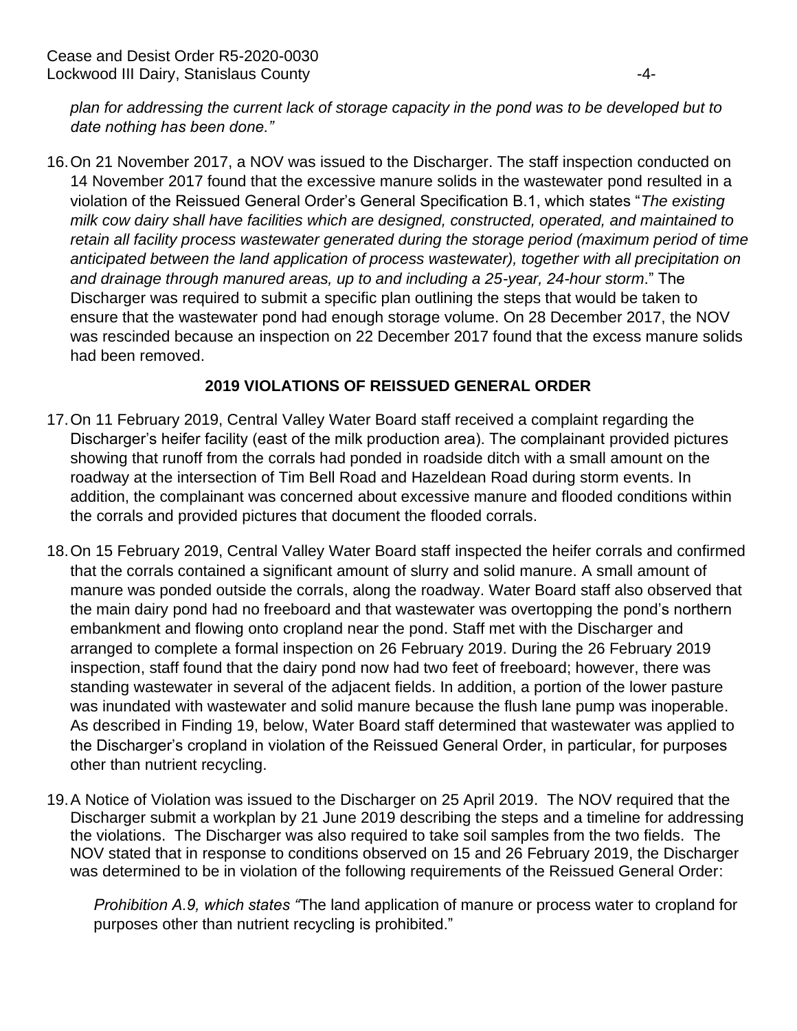*plan for addressing the current lack of storage capacity in the pond was to be developed but to date nothing has been done."*

16. On 21 November 2017, a NOV was issued to the Discharger. The staff inspection conducted on 14 November 2017 found that the excessive manure solids in the wastewater pond resulted in a violation of the Reissued General Order's General Specification B.1, which states "*The existing milk cow dairy shall have facilities which are designed, constructed, operated, and maintained to retain all facility process wastewater generated during the storage period (maximum period of time anticipated between the land application of process wastewater), together with all precipitation on and drainage through manured areas, up to and including a 25-year, 24-hour storm*." The Discharger was required to submit a specific plan outlining the steps that would be taken to ensure that the wastewater pond had enough storage volume. On 28 December 2017, the NOV was rescinded because an inspection on 22 December 2017 found that the excess manure solids had been removed.

## 2019 VIOLATIONS OF REISSUED GENERAL ORDER

17. On 11 February 2019, Central Valley Water Board staff received a complaint regarding the Discharger's heifer facility (east of the milk production area). The complainant provided pictures showing that runoff from the corrals had ponded in roadside ditch with a small amount on the roadway at the intersection of Tim Bell Road and Hazeldean Road during storm events. In addition, the complainant was concerned about excessive manure and flooded conditions within the corrals and provided pictures that document the flooded corrals.

18. On 15 February 2019, Central Valley Water Board staff inspected the heifer corrals and confirmed that the corrals contained a significant amount of slurry and solid manure. A small amount of manure was ponded outside the corrals, along the roadway. Water Board staff also observed that the main dairy pond had no freeboard and that wastewater was overtopping the pond's northern embankment and flowing onto cropland near the pond. Staff met with the Discharger and arranged to complete a formal inspection on 26 February 2019. During the 26 February 2019 inspection, staff found that the dairy pond now had two feet of freeboard; however, there was standing wastewater in several of the adjacent fields. In addition, a portion of the lower pasture was inundated with wastewater and solid manure because the flush lane pump was inoperable. As described in Finding 19, below, Water Board staff determined that wastewater was applied to the Discharger's cropland in violation of the Reissued General Order, in particular, for purposes other than nutrient recycling.

19. A Notice of Violation was issued to the Discharger on 25 April 2019. The NOV required that the Discharger submit a workplan by 21 June 2019 describing the steps and a timeline for addressing the violations. The Discharger was also required to take soil samples from the two fields. The NOV stated that in response to conditions observed on 15 and 26 February 2019, the Discharger was determined to be in violation of the following requirements of the Reissued General Order:

    *Prohibition A.9, which states "*The land application of manure or process water to cropland for purposes other than nutrient recycling is prohibited."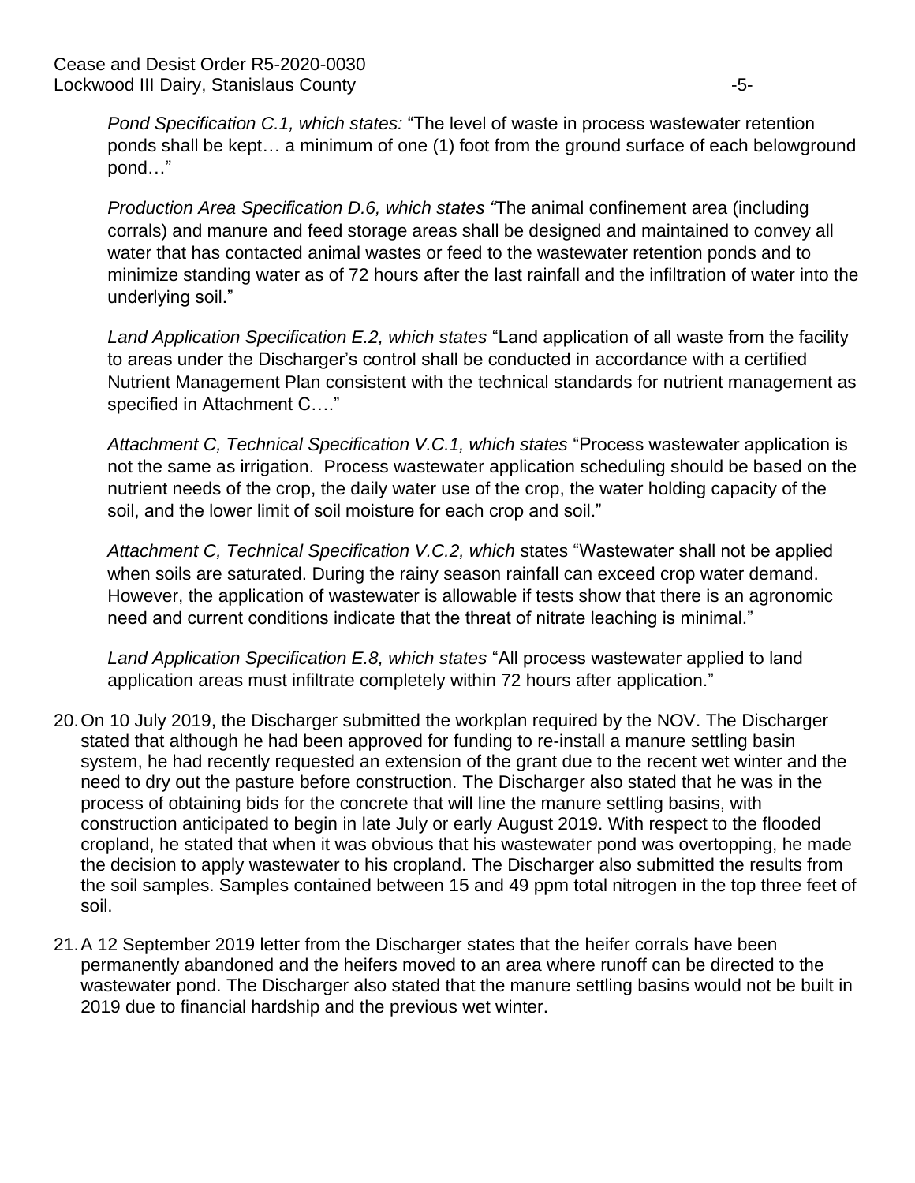*Pond Specification C.1, which states:* "The level of waste in process wastewater retention ponds shall be kept… a minimum of one (1) foot from the ground surface of each belowground pond…"

*Production Area Specification D.6, which states "*The animal confinement area (including corrals) and manure and feed storage areas shall be designed and maintained to convey all water that has contacted animal wastes or feed to the wastewater retention ponds and to minimize standing water as of 72 hours after the last rainfall and the infiltration of water into the underlying soil."

*Land Application Specification E.2, which states* "Land application of all waste from the facility to areas under the Discharger's control shall be conducted in accordance with a certified Nutrient Management Plan consistent with the technical standards for nutrient management as specified in Attachment C…."

*Attachment C, Technical Specification V.C.1, which states* "Process wastewater application is not the same as irrigation. Process wastewater application scheduling should be based on the nutrient needs of the crop, the daily water use of the crop, the water holding capacity of the soil, and the lower limit of soil moisture for each crop and soil."

*Attachment C, Technical Specification V.C.2, which* states "Wastewater shall not be applied when soils are saturated. During the rainy season rainfall can exceed crop water demand. However, the application of wastewater is allowable if tests show that there is an agronomic need and current conditions indicate that the threat of nitrate leaching is minimal."

*Land Application Specification E.8, which states* "All process wastewater applied to land application areas must infiltrate completely within 72 hours after application."

20. On 10 July 2019, the Discharger submitted the workplan required by the NOV. The Discharger stated that although he had been approved for funding to re-install a manure settling basin system, he had recently requested an extension of the grant due to the recent wet winter and the need to dry out the pasture before construction. The Discharger also stated that he was in the process of obtaining bids for the concrete that will line the manure settling basins, with construction anticipated to begin in late July or early August 2019. With respect to the flooded cropland, he stated that when it was obvious that his wastewater pond was overtopping, he made the decision to apply wastewater to his cropland. The Discharger also submitted the results from the soil samples. Samples contained between 15 and 49 ppm total nitrogen in the top three feet of soil.

21. A 12 September 2019 letter from the Discharger states that the heifer corrals have been permanently abandoned and the heifers moved to an area where runoff can be directed to the wastewater pond. The Discharger also stated that the manure settling basins would not be built in 2019 due to financial hardship and the previous wet winter.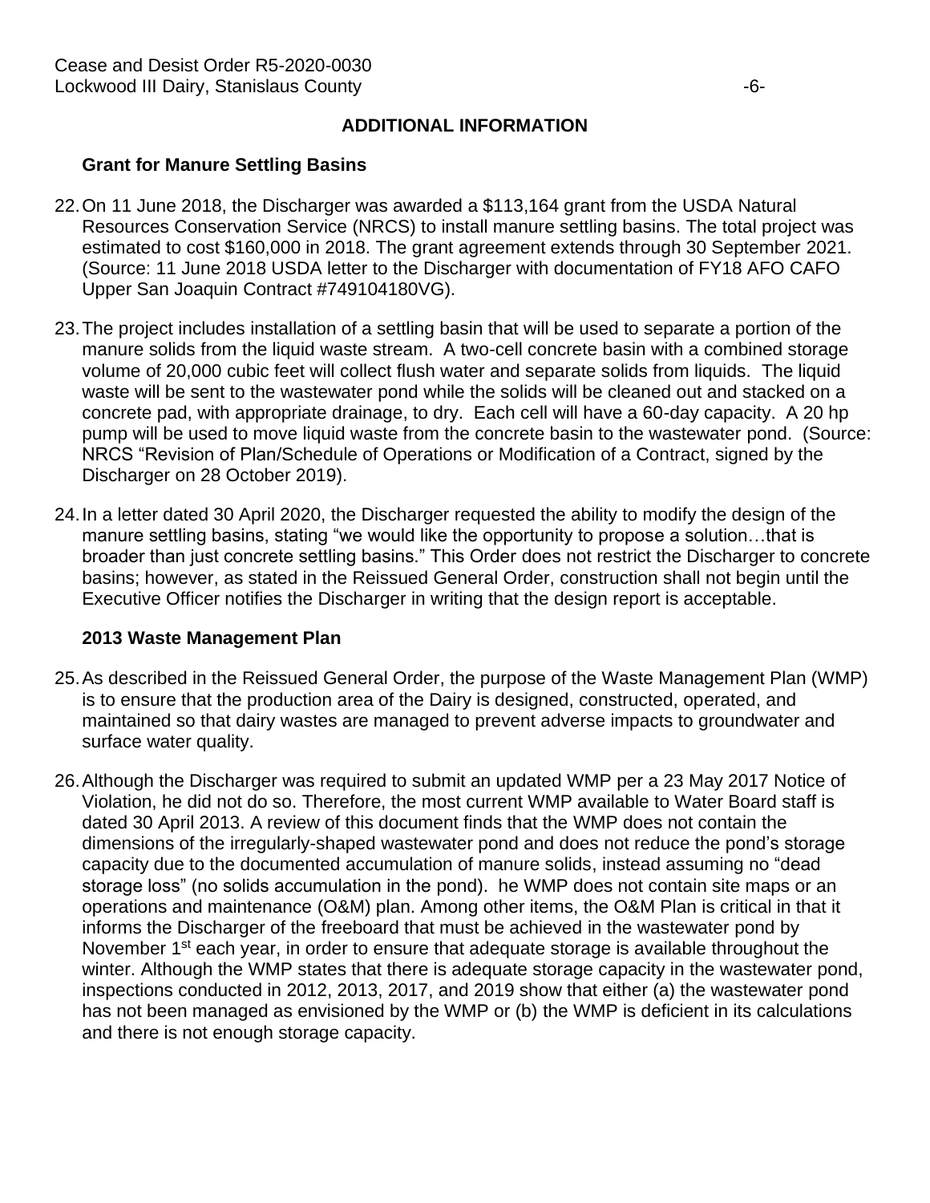## ADDITIONAL INFORMATION

### Grant for Manure Settling Basins

22. On 11 June 2018, the Discharger was awarded a $113,164 grant from the USDA Natural Resources Conservation Service (NRCS) to install manure settling basins. The total project was estimated to cost $160,000 in 2018. The grant agreement extends through 30 September 2021. (Source: 11 June 2018 USDA letter to the Discharger with documentation of FY18 AFO CAFO Upper San Joaquin Contract #749104180VG).

23. The project includes installation of a settling basin that will be used to separate a portion of the manure solids from the liquid waste stream. A two-cell concrete basin with a combined storage volume of 20,000 cubic feet will collect flush water and separate solids from liquids. The liquid waste will be sent to the wastewater pond while the solids will be cleaned out and stacked on a concrete pad, with appropriate drainage, to dry. Each cell will have a 60-day capacity. A 20 hp pump will be used to move liquid waste from the concrete basin to the wastewater pond. (Source: NRCS "Revision of Plan/Schedule of Operations or Modification of a Contract, signed by the Discharger on 28 October 2019).

24. In a letter dated 30 April 2020, the Discharger requested the ability to modify the design of the manure settling basins, stating "we would like the opportunity to propose a solution…that is broader than just concrete settling basins." This Order does not restrict the Discharger to concrete basins; however, as stated in the Reissued General Order, construction shall not begin until the Executive Officer notifies the Discharger in writing that the design report is acceptable.

### 2013 Waste Management Plan

25. As described in the Reissued General Order, the purpose of the Waste Management Plan (WMP) is to ensure that the production area of the Dairy is designed, constructed, operated, and maintained so that dairy wastes are managed to prevent adverse impacts to groundwater and surface water quality.

26. Although the Discharger was required to submit an updated WMP per a 23 May 2017 Notice of Violation, he did not do so. Therefore, the most current WMP available to Water Board staff is dated 30 April 2013. A review of this document finds that the WMP does not contain the dimensions of the irregularly-shaped wastewater pond and does not reduce the pond's storage capacity due to the documented accumulation of manure solids, instead assuming no "dead storage loss" (no solids accumulation in the pond). he WMP does not contain site maps or an operations and maintenance (O&M) plan. Among other items, the O&M Plan is critical in that it informs the Discharger of the freeboard that must be achieved in the wastewater pond by November 1st each year, in order to ensure that adequate storage is available throughout the winter. Although the WMP states that there is adequate storage capacity in the wastewater pond, inspections conducted in 2012, 2013, 2017, and 2019 show that either (a) the wastewater pond has not been managed as envisioned by the WMP or (b) the WMP is deficient in its calculations and there is not enough storage capacity.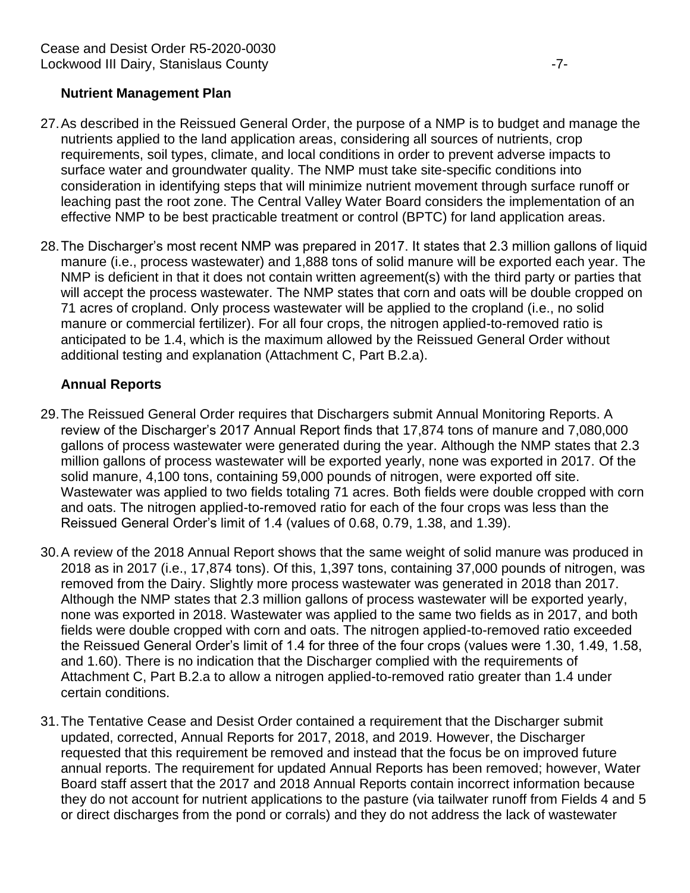### Nutrient Management Plan

27. As described in the Reissued General Order, the purpose of a NMP is to budget and manage the nutrients applied to the land application areas, considering all sources of nutrients, crop requirements, soil types, climate, and local conditions in order to prevent adverse impacts to surface water and groundwater quality. The NMP must take site-specific conditions into consideration in identifying steps that will minimize nutrient movement through surface runoff or leaching past the root zone. The Central Valley Water Board considers the implementation of an effective NMP to be best practicable treatment or control (BPTC) for land application areas.

28. The Discharger's most recent NMP was prepared in 2017. It states that 2.3 million gallons of liquid manure (i.e., process wastewater) and 1,888 tons of solid manure will be exported each year. The NMP is deficient in that it does not contain written agreement(s) with the third party or parties that will accept the process wastewater. The NMP states that corn and oats will be double cropped on 71 acres of cropland. Only process wastewater will be applied to the cropland (i.e., no solid manure or commercial fertilizer). For all four crops, the nitrogen applied-to-removed ratio is anticipated to be 1.4, which is the maximum allowed by the Reissued General Order without additional testing and explanation (Attachment C, Part B.2.a).

### Annual Reports

29. The Reissued General Order requires that Dischargers submit Annual Monitoring Reports. A review of the Discharger's 2017 Annual Report finds that 17,874 tons of manure and 7,080,000 gallons of process wastewater were generated during the year. Although the NMP states that 2.3 million gallons of process wastewater will be exported yearly, none was exported in 2017. Of the solid manure, 4,100 tons, containing 59,000 pounds of nitrogen, were exported off site. Wastewater was applied to two fields totaling 71 acres. Both fields were double cropped with corn and oats. The nitrogen applied-to-removed ratio for each of the four crops was less than the Reissued General Order's limit of 1.4 (values of 0.68, 0.79, 1.38, and 1.39).

30. A review of the 2018 Annual Report shows that the same weight of solid manure was produced in 2018 as in 2017 (i.e., 17,874 tons). Of this, 1,397 tons, containing 37,000 pounds of nitrogen, was removed from the Dairy. Slightly more process wastewater was generated in 2018 than 2017. Although the NMP states that 2.3 million gallons of process wastewater will be exported yearly, none was exported in 2018. Wastewater was applied to the same two fields as in 2017, and both fields were double cropped with corn and oats. The nitrogen applied-to-removed ratio exceeded the Reissued General Order's limit of 1.4 for three of the four crops (values were 1.30, 1.49, 1.58, and 1.60). There is no indication that the Discharger complied with the requirements of Attachment C, Part B.2.a to allow a nitrogen applied-to-removed ratio greater than 1.4 under certain conditions.

31. The Tentative Cease and Desist Order contained a requirement that the Discharger submit updated, corrected, Annual Reports for 2017, 2018, and 2019. However, the Discharger requested that this requirement be removed and instead that the focus be on improved future annual reports. The requirement for updated Annual Reports has been removed; however, Water Board staff assert that the 2017 and 2018 Annual Reports contain incorrect information because they do not account for nutrient applications to the pasture (via tailwater runoff from Fields 4 and 5 or direct discharges from the pond or corrals) and they do not address the lack of wastewater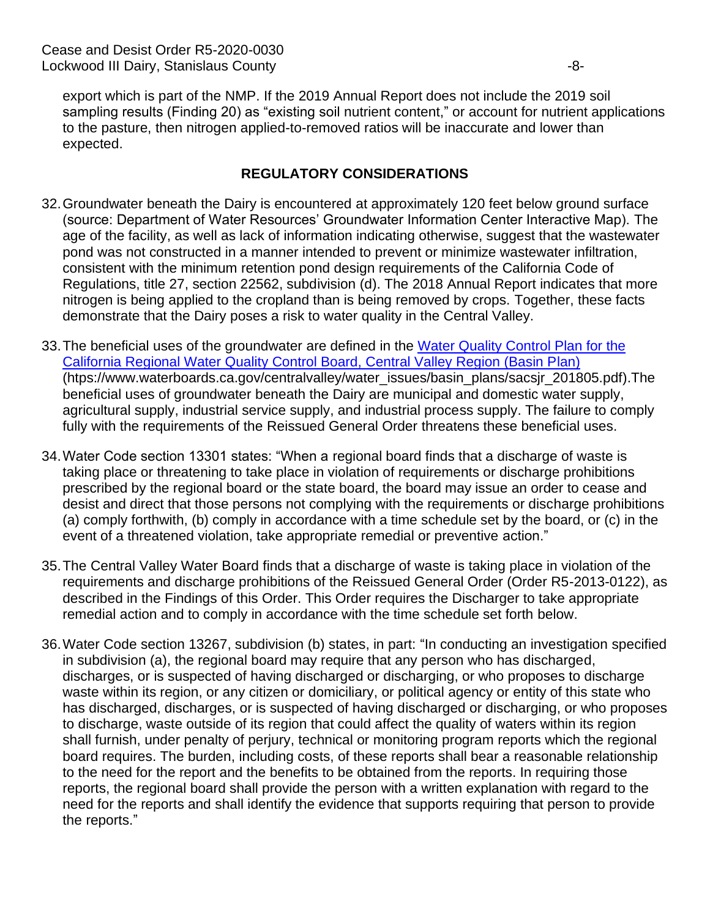export which is part of the NMP. If the 2019 Annual Report does not include the 2019 soil sampling results (Finding 20) as "existing soil nutrient content," or account for nutrient applications to the pasture, then nitrogen applied-to-removed ratios will be inaccurate and lower than expected.

## REGULATORY CONSIDERATIONS

32. Groundwater beneath the Dairy is encountered at approximately 120 feet below ground surface (source: Department of Water Resources' Groundwater Information Center Interactive Map). The age of the facility, as well as lack of information indicating otherwise, suggest that the wastewater pond was not constructed in a manner intended to prevent or minimize wastewater infiltration, consistent with the minimum retention pond design requirements of the California Code of Regulations, title 27, section 22562, subdivision (d). The 2018 Annual Report indicates that more nitrogen is being applied to the cropland than is being removed by crops. Together, these facts demonstrate that the Dairy poses a risk to water quality in the Central Valley.

33. The beneficial uses of the groundwater are defined in the [Water Quality Control Plan for the California Regional Water Quality Control Board, Central Valley Region (Basin Plan)](https://www.waterboards.ca.gov/centralvalley/water_issues/basin_plans/sacsjr_201805.pdf) (htps://www.waterboards.ca.gov/centralvalley/water_issues/basin_plans/sacsjr_201805.pdf).The beneficial uses of groundwater beneath the Dairy are municipal and domestic water supply, agricultural supply, industrial service supply, and industrial process supply. The failure to comply fully with the requirements of the Reissued General Order threatens these beneficial uses.

34. Water Code section 13301 states: "When a regional board finds that a discharge of waste is taking place or threatening to take place in violation of requirements or discharge prohibitions prescribed by the regional board or the state board, the board may issue an order to cease and desist and direct that those persons not complying with the requirements or discharge prohibitions (a) comply forthwith, (b) comply in accordance with a time schedule set by the board, or (c) in the event of a threatened violation, take appropriate remedial or preventive action."

35. The Central Valley Water Board finds that a discharge of waste is taking place in violation of the requirements and discharge prohibitions of the Reissued General Order (Order R5-2013-0122), as described in the Findings of this Order. This Order requires the Discharger to take appropriate remedial action and to comply in accordance with the time schedule set forth below.

36. Water Code section 13267, subdivision (b) states, in part: "In conducting an investigation specified in subdivision (a), the regional board may require that any person who has discharged, discharges, or is suspected of having discharged or discharging, or who proposes to discharge waste within its region, or any citizen or domiciliary, or political agency or entity of this state who has discharged, discharges, or is suspected of having discharged or discharging, or who proposes to discharge, waste outside of its region that could affect the quality of waters within its region shall furnish, under penalty of perjury, technical or monitoring program reports which the regional board requires. The burden, including costs, of these reports shall bear a reasonable relationship to the need for the report and the benefits to be obtained from the reports. In requiring those reports, the regional board shall provide the person with a written explanation with regard to the need for the reports and shall identify the evidence that supports requiring that person to provide the reports."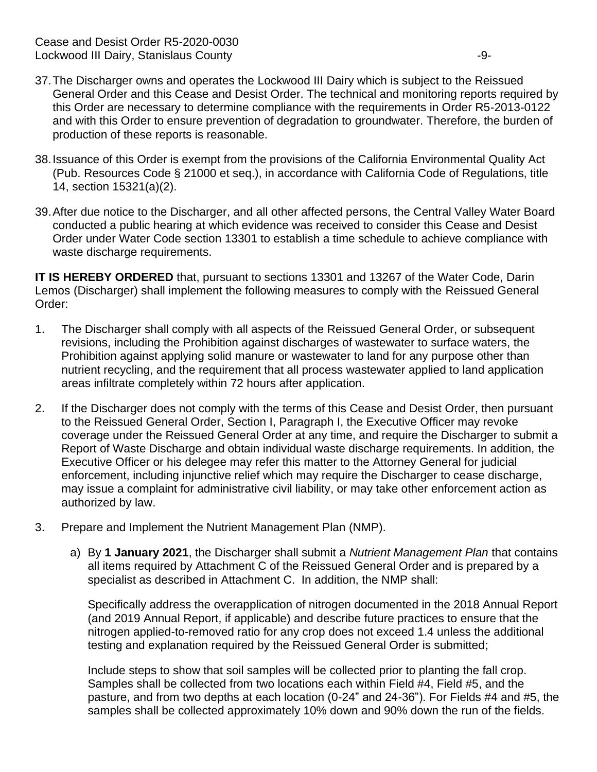37. The Discharger owns and operates the Lockwood III Dairy which is subject to the Reissued General Order and this Cease and Desist Order. The technical and monitoring reports required by this Order are necessary to determine compliance with the requirements in Order R5-2013-0122 and with this Order to ensure prevention of degradation to groundwater. Therefore, the burden of production of these reports is reasonable.

38. Issuance of this Order is exempt from the provisions of the California Environmental Quality Act (Pub. Resources Code § 21000 et seq.), in accordance with California Code of Regulations, title 14, section 15321(a)(2).

39. After due notice to the Discharger, and all other affected persons, the Central Valley Water Board conducted a public hearing at which evidence was received to consider this Cease and Desist Order under Water Code section 13301 to establish a time schedule to achieve compliance with waste discharge requirements.

**IT IS HEREBY ORDERED** that, pursuant to sections 13301 and 13267 of the Water Code, Darin Lemos (Discharger) shall implement the following measures to comply with the Reissued General Order:

1. The Discharger shall comply with all aspects of the Reissued General Order, or subsequent revisions, including the Prohibition against discharges of wastewater to surface waters, the Prohibition against applying solid manure or wastewater to land for any purpose other than nutrient recycling, and the requirement that all process wastewater applied to land application areas infiltrate completely within 72 hours after application.

2. If the Discharger does not comply with the terms of this Cease and Desist Order, then pursuant to the Reissued General Order, Section I, Paragraph I, the Executive Officer may revoke coverage under the Reissued General Order at any time, and require the Discharger to submit a Report of Waste Discharge and obtain individual waste discharge requirements. In addition, the Executive Officer or his delegee may refer this matter to the Attorney General for judicial enforcement, including injunctive relief which may require the Discharger to cease discharge, may issue a complaint for administrative civil liability, or may take other enforcement action as authorized by law.

3. Prepare and Implement the Nutrient Management Plan (NMP).

   a) By **1 January 2021**, the Discharger shall submit a *Nutrient Management Plan* that contains all items required by Attachment C of the Reissued General Order and is prepared by a specialist as described in Attachment C. In addition, the NMP shall:

      Specifically address the overapplication of nitrogen documented in the 2018 Annual Report (and 2019 Annual Report, if applicable) and describe future practices to ensure that the nitrogen applied-to-removed ratio for any crop does not exceed 1.4 unless the additional testing and explanation required by the Reissued General Order is submitted;

      Include steps to show that soil samples will be collected prior to planting the fall crop. Samples shall be collected from two locations each within Field #4, Field #5, and the pasture, and from two depths at each location (0-24" and 24-36"). For Fields #4 and #5, the samples shall be collected approximately 10% down and 90% down the run of the fields.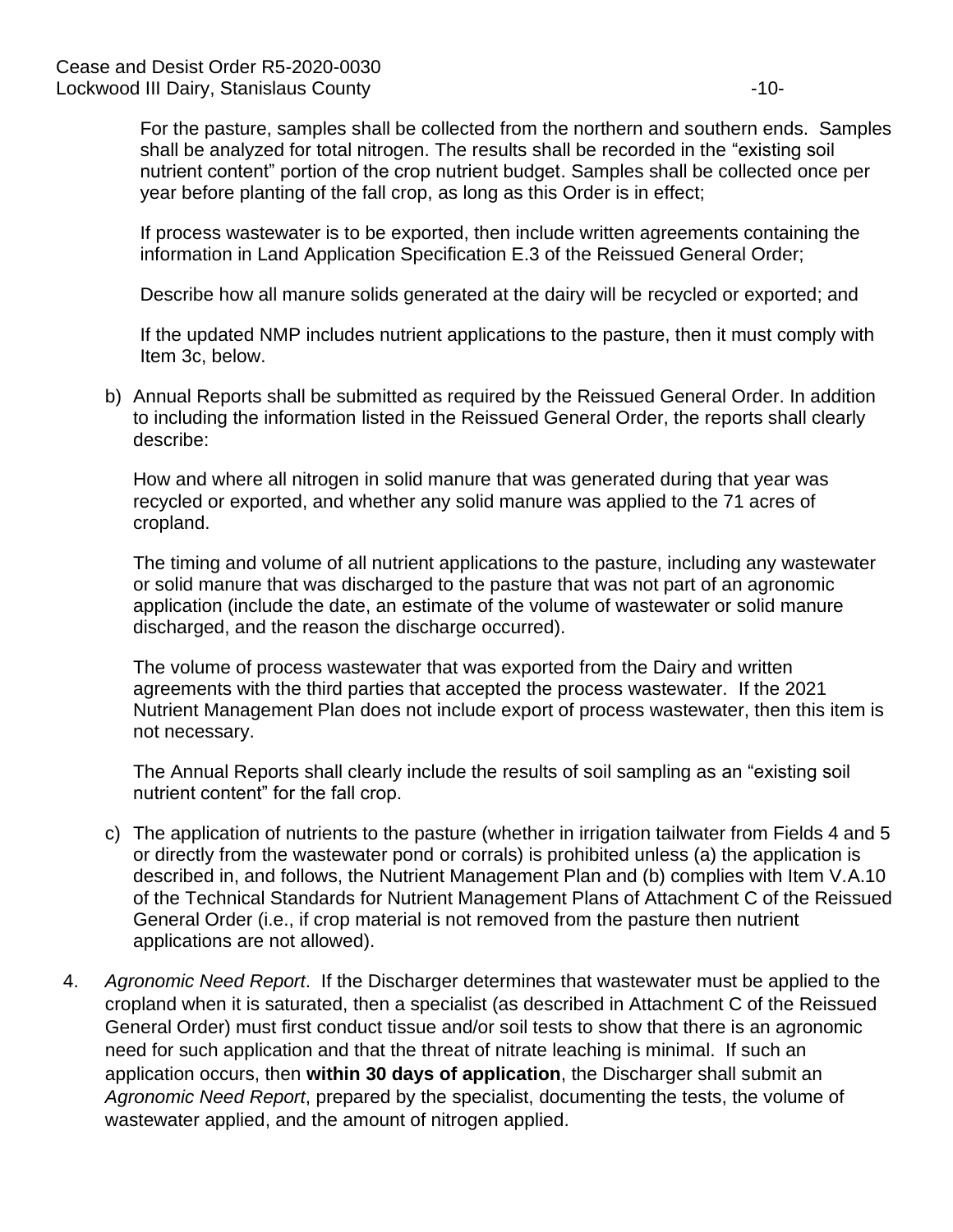For the pasture, samples shall be collected from the northern and southern ends. Samples shall be analyzed for total nitrogen. The results shall be recorded in the "existing soil nutrient content" portion of the crop nutrient budget. Samples shall be collected once per year before planting of the fall crop, as long as this Order is in effect;

If process wastewater is to be exported, then include written agreements containing the information in Land Application Specification E.3 of the Reissued General Order;

Describe how all manure solids generated at the dairy will be recycled or exported; and

If the updated NMP includes nutrient applications to the pasture, then it must comply with Item 3c, below.

b) Annual Reports shall be submitted as required by the Reissued General Order. In addition to including the information listed in the Reissued General Order, the reports shall clearly describe:

   How and where all nitrogen in solid manure that was generated during that year was recycled or exported, and whether any solid manure was applied to the 71 acres of cropland.

   The timing and volume of all nutrient applications to the pasture, including any wastewater or solid manure that was discharged to the pasture that was not part of an agronomic application (include the date, an estimate of the volume of wastewater or solid manure discharged, and the reason the discharge occurred).

   The volume of process wastewater that was exported from the Dairy and written agreements with the third parties that accepted the process wastewater. If the 2021 Nutrient Management Plan does not include export of process wastewater, then this item is not necessary.

   The Annual Reports shall clearly include the results of soil sampling as an "existing soil nutrient content" for the fall crop.

c) The application of nutrients to the pasture (whether in irrigation tailwater from Fields 4 and 5 or directly from the wastewater pond or corrals) is prohibited unless (a) the application is described in, and follows, the Nutrient Management Plan and (b) complies with Item V.A.10 of the Technical Standards for Nutrient Management Plans of Attachment C of the Reissued General Order (i.e., if crop material is not removed from the pasture then nutrient applications are not allowed).

4. *Agronomic Need Report*. If the Discharger determines that wastewater must be applied to the cropland when it is saturated, then a specialist (as described in Attachment C of the Reissued General Order) must first conduct tissue and/or soil tests to show that there is an agronomic need for such application and that the threat of nitrate leaching is minimal. If such an application occurs, then **within 30 days of application**, the Discharger shall submit an *Agronomic Need Report*, prepared by the specialist, documenting the tests, the volume of wastewater applied, and the amount of nitrogen applied.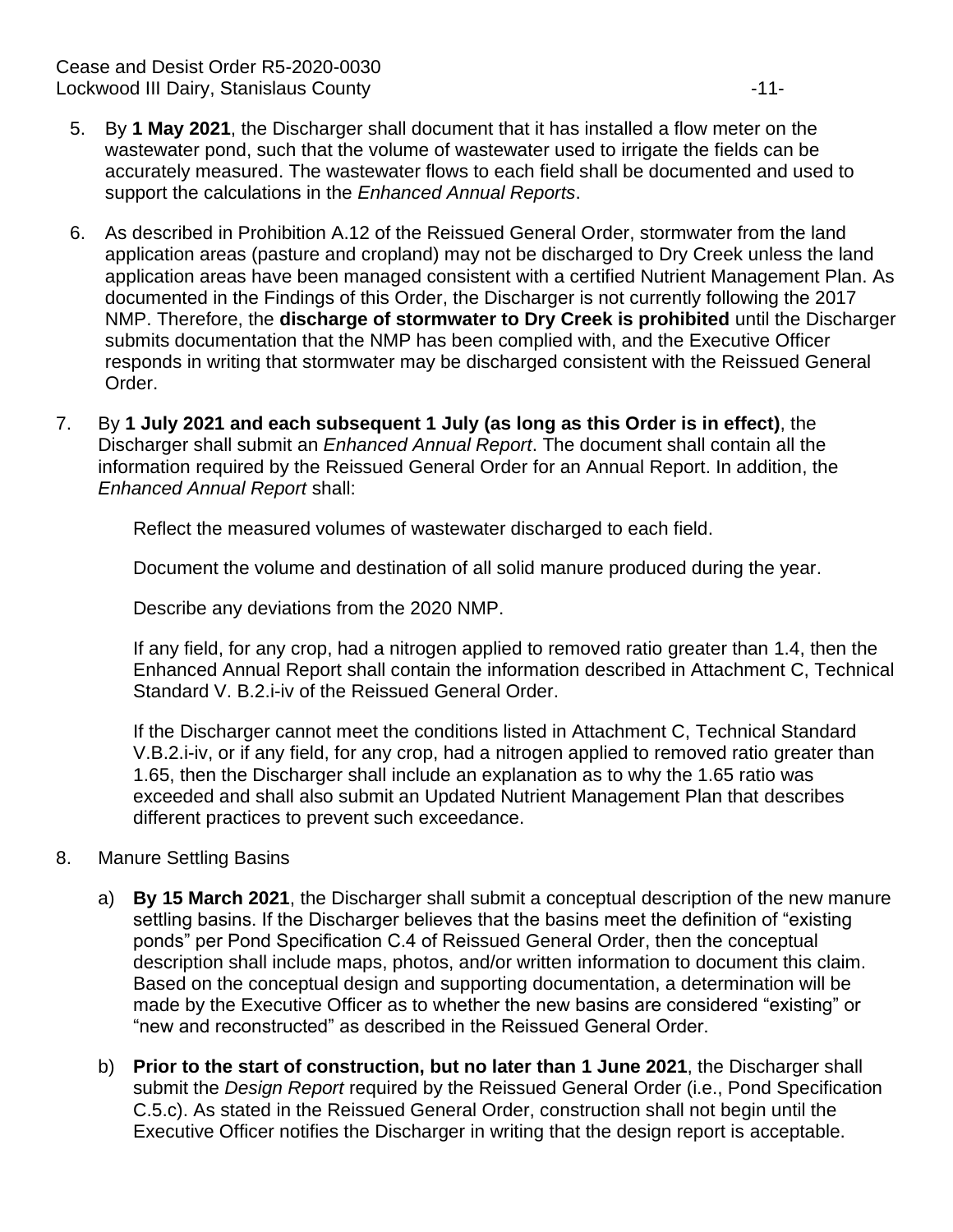5. By **1 May 2021**, the Discharger shall document that it has installed a flow meter on the wastewater pond, such that the volume of wastewater used to irrigate the fields can be accurately measured. The wastewater flows to each field shall be documented and used to support the calculations in the *Enhanced Annual Reports*.

6. As described in Prohibition A.12 of the Reissued General Order, stormwater from the land application areas (pasture and cropland) may not be discharged to Dry Creek unless the land application areas have been managed consistent with a certified Nutrient Management Plan. As documented in the Findings of this Order, the Discharger is not currently following the 2017 NMP. Therefore, the **discharge of stormwater to Dry Creek is prohibited** until the Discharger submits documentation that the NMP has been complied with, and the Executive Officer responds in writing that stormwater may be discharged consistent with the Reissued General Order.

7. By **1 July 2021 and each subsequent 1 July (as long as this Order is in effect)**, the Discharger shall submit an *Enhanced Annual Report*. The document shall contain all the information required by the Reissued General Order for an Annual Report. In addition, the *Enhanced Annual Report* shall:

   Reflect the measured volumes of wastewater discharged to each field.

   Document the volume and destination of all solid manure produced during the year.

   Describe any deviations from the 2020 NMP.

   If any field, for any crop, had a nitrogen applied to removed ratio greater than 1.4, then the Enhanced Annual Report shall contain the information described in Attachment C, Technical Standard V. B.2.i-iv of the Reissued General Order.

   If the Discharger cannot meet the conditions listed in Attachment C, Technical Standard V.B.2.i-iv, or if any field, for any crop, had a nitrogen applied to removed ratio greater than 1.65, then the Discharger shall include an explanation as to why the 1.65 ratio was exceeded and shall also submit an Updated Nutrient Management Plan that describes different practices to prevent such exceedance.

8. Manure Settling Basins

   a) **By 15 March 2021**, the Discharger shall submit a conceptual description of the new manure settling basins. If the Discharger believes that the basins meet the definition of "existing ponds" per Pond Specification C.4 of Reissued General Order, then the conceptual description shall include maps, photos, and/or written information to document this claim. Based on the conceptual design and supporting documentation, a determination will be made by the Executive Officer as to whether the new basins are considered "existing" or "new and reconstructed" as described in the Reissued General Order.

   b) **Prior to the start of construction, but no later than 1 June 2021**, the Discharger shall submit the *Design Report* required by the Reissued General Order (i.e., Pond Specification C.5.c). As stated in the Reissued General Order, construction shall not begin until the Executive Officer notifies the Discharger in writing that the design report is acceptable.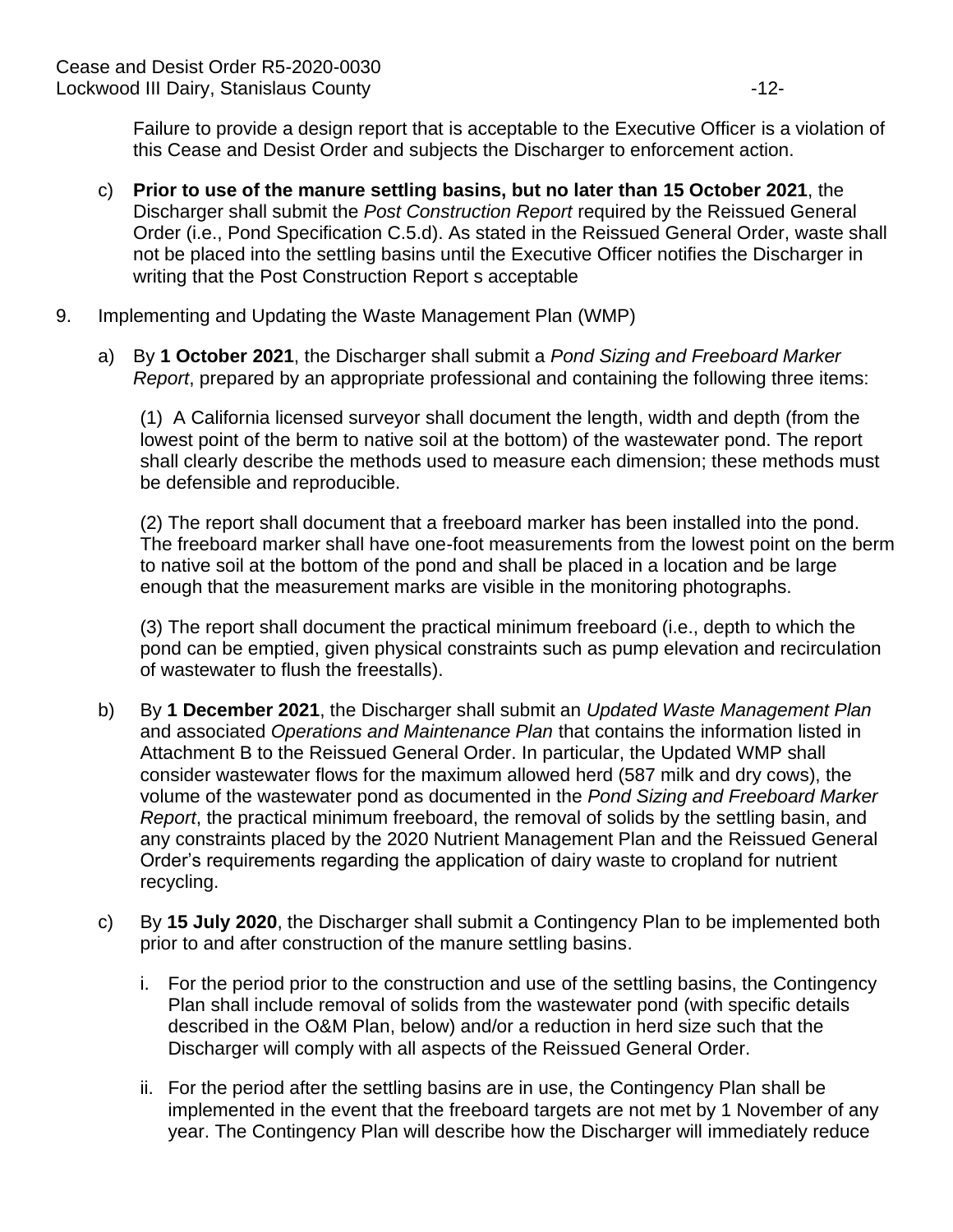Failure to provide a design report that is acceptable to the Executive Officer is a violation of this Cease and Desist Order and subjects the Discharger to enforcement action.

c) **Prior to use of the manure settling basins, but no later than 15 October 2021**, the Discharger shall submit the *Post Construction Report* required by the Reissued General Order (i.e., Pond Specification C.5.d). As stated in the Reissued General Order, waste shall not be placed into the settling basins until the Executive Officer notifies the Discharger in writing that the Post Construction Report s acceptable

9. Implementing and Updating the Waste Management Plan (WMP)

a) By **1 October 2021**, the Discharger shall submit a *Pond Sizing and Freeboard Marker Report*, prepared by an appropriate professional and containing the following three items:

(1) A California licensed surveyor shall document the length, width and depth (from the lowest point of the berm to native soil at the bottom) of the wastewater pond. The report shall clearly describe the methods used to measure each dimension; these methods must be defensible and reproducible.

(2) The report shall document that a freeboard marker has been installed into the pond. The freeboard marker shall have one-foot measurements from the lowest point on the berm to native soil at the bottom of the pond and shall be placed in a location and be large enough that the measurement marks are visible in the monitoring photographs.

(3) The report shall document the practical minimum freeboard (i.e., depth to which the pond can be emptied, given physical constraints such as pump elevation and recirculation of wastewater to flush the freestalls).

b) By **1 December 2021**, the Discharger shall submit an *Updated Waste Management Plan* and associated *Operations and Maintenance Plan* that contains the information listed in Attachment B to the Reissued General Order. In particular, the Updated WMP shall consider wastewater flows for the maximum allowed herd (587 milk and dry cows), the volume of the wastewater pond as documented in the *Pond Sizing and Freeboard Marker Report*, the practical minimum freeboard, the removal of solids by the settling basin, and any constraints placed by the 2020 Nutrient Management Plan and the Reissued General Order's requirements regarding the application of dairy waste to cropland for nutrient recycling.

c) By **15 July 2020**, the Discharger shall submit a Contingency Plan to be implemented both prior to and after construction of the manure settling basins.

i. For the period prior to the construction and use of the settling basins, the Contingency Plan shall include removal of solids from the wastewater pond (with specific details described in the O&M Plan, below) and/or a reduction in herd size such that the Discharger will comply with all aspects of the Reissued General Order.

ii. For the period after the settling basins are in use, the Contingency Plan shall be implemented in the event that the freeboard targets are not met by 1 November of any year. The Contingency Plan will describe how the Discharger will immediately reduce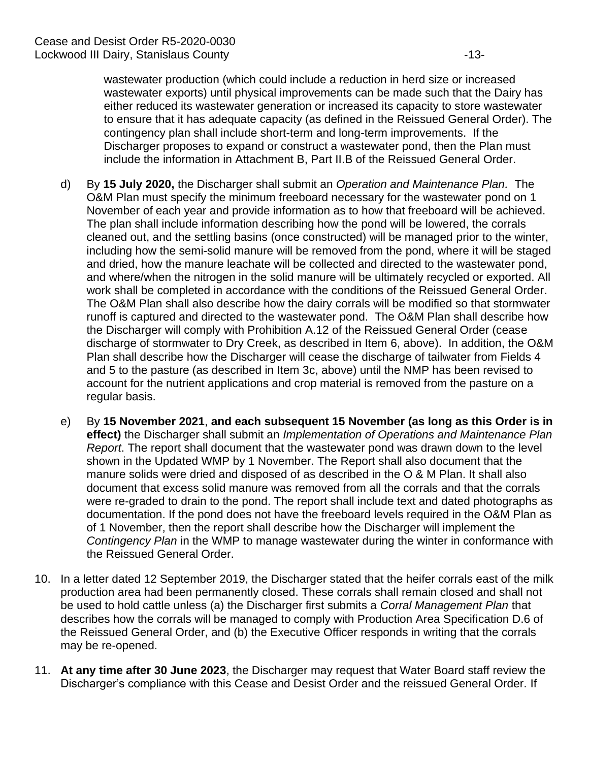wastewater production (which could include a reduction in herd size or increased wastewater exports) until physical improvements can be made such that the Dairy has either reduced its wastewater generation or increased its capacity to store wastewater to ensure that it has adequate capacity (as defined in the Reissued General Order). The contingency plan shall include short-term and long-term improvements. If the Discharger proposes to expand or construct a wastewater pond, then the Plan must include the information in Attachment B, Part II.B of the Reissued General Order.

d) By **15 July 2020,** the Discharger shall submit an *Operation and Maintenance Plan.* The O&M Plan must specify the minimum freeboard necessary for the wastewater pond on 1 November of each year and provide information as to how that freeboard will be achieved. The plan shall include information describing how the pond will be lowered, the corrals cleaned out, and the settling basins (once constructed) will be managed prior to the winter, including how the semi-solid manure will be removed from the pond, where it will be staged and dried, how the manure leachate will be collected and directed to the wastewater pond, and where/when the nitrogen in the solid manure will be ultimately recycled or exported. All work shall be completed in accordance with the conditions of the Reissued General Order. The O&M Plan shall also describe how the dairy corrals will be modified so that stormwater runoff is captured and directed to the wastewater pond. The O&M Plan shall describe how the Discharger will comply with Prohibition A.12 of the Reissued General Order (cease discharge of stormwater to Dry Creek, as described in Item 6, above). In addition, the O&M Plan shall describe how the Discharger will cease the discharge of tailwater from Fields 4 and 5 to the pasture (as described in Item 3c, above) until the NMP has been revised to account for the nutrient applications and crop material is removed from the pasture on a regular basis.

e) By **15 November 2021**, **and each subsequent 15 November (as long as this Order is in effect)** the Discharger shall submit an *Implementation of Operations and Maintenance Plan Report*. The report shall document that the wastewater pond was drawn down to the level shown in the Updated WMP by 1 November. The Report shall also document that the manure solids were dried and disposed of as described in the O & M Plan. It shall also document that excess solid manure was removed from all the corrals and that the corrals were re-graded to drain to the pond. The report shall include text and dated photographs as documentation. If the pond does not have the freeboard levels required in the O&M Plan as of 1 November, then the report shall describe how the Discharger will implement the *Contingency Plan* in the WMP to manage wastewater during the winter in conformance with the Reissued General Order.

10. In a letter dated 12 September 2019, the Discharger stated that the heifer corrals east of the milk production area had been permanently closed. These corrals shall remain closed and shall not be used to hold cattle unless (a) the Discharger first submits a *Corral Management Plan* that describes how the corrals will be managed to comply with Production Area Specification D.6 of the Reissued General Order, and (b) the Executive Officer responds in writing that the corrals may be re-opened.

11. **At any time after 30 June 2023**, the Discharger may request that Water Board staff review the Discharger's compliance with this Cease and Desist Order and the reissued General Order. If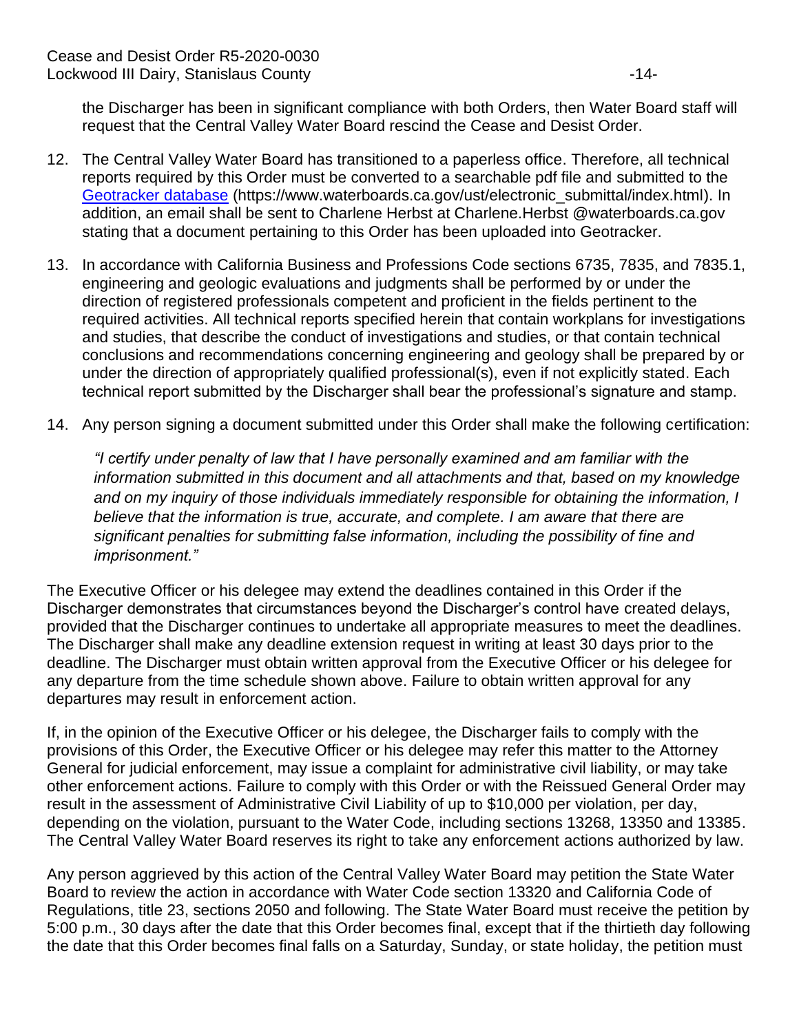the Discharger has been in significant compliance with both Orders, then Water Board staff will request that the Central Valley Water Board rescind the Cease and Desist Order.

12. The Central Valley Water Board has transitioned to a paperless office. Therefore, all technical reports required by this Order must be converted to a searchable pdf file and submitted to the [Geotracker database](https://www.waterboards.ca.gov/ust/electronic_submittal/index.html) (https://www.waterboards.ca.gov/ust/electronic_submittal/index.html). In addition, an email shall be sent to Charlene Herbst at Charlene.Herbst @waterboards.ca.gov stating that a document pertaining to this Order has been uploaded into Geotracker.

13. In accordance with California Business and Professions Code sections 6735, 7835, and 7835.1, engineering and geologic evaluations and judgments shall be performed by or under the direction of registered professionals competent and proficient in the fields pertinent to the required activities. All technical reports specified herein that contain workplans for investigations and studies, that describe the conduct of investigations and studies, or that contain technical conclusions and recommendations concerning engineering and geology shall be prepared by or under the direction of appropriately qualified professional(s), even if not explicitly stated. Each technical report submitted by the Discharger shall bear the professional's signature and stamp.

14. Any person signing a document submitted under this Order shall make the following certification:

    *"I certify under penalty of law that I have personally examined and am familiar with the information submitted in this document and all attachments and that, based on my knowledge and on my inquiry of those individuals immediately responsible for obtaining the information, I believe that the information is true, accurate, and complete. I am aware that there are significant penalties for submitting false information, including the possibility of fine and imprisonment."*

The Executive Officer or his delegee may extend the deadlines contained in this Order if the Discharger demonstrates that circumstances beyond the Discharger's control have created delays, provided that the Discharger continues to undertake all appropriate measures to meet the deadlines. The Discharger shall make any deadline extension request in writing at least 30 days prior to the deadline. The Discharger must obtain written approval from the Executive Officer or his delegee for any departure from the time schedule shown above. Failure to obtain written approval for any departures may result in enforcement action.

If, in the opinion of the Executive Officer or his delegee, the Discharger fails to comply with the provisions of this Order, the Executive Officer or his delegee may refer this matter to the Attorney General for judicial enforcement, may issue a complaint for administrative civil liability, or may take other enforcement actions. Failure to comply with this Order or with the Reissued General Order may result in the assessment of Administrative Civil Liability of up to $10,000 per violation, per day, depending on the violation, pursuant to the Water Code, including sections 13268, 13350 and 13385. The Central Valley Water Board reserves its right to take any enforcement actions authorized by law.

Any person aggrieved by this action of the Central Valley Water Board may petition the State Water Board to review the action in accordance with Water Code section 13320 and California Code of Regulations, title 23, sections 2050 and following. The State Water Board must receive the petition by 5:00 p.m., 30 days after the date that this Order becomes final, except that if the thirtieth day following the date that this Order becomes final falls on a Saturday, Sunday, or state holiday, the petition must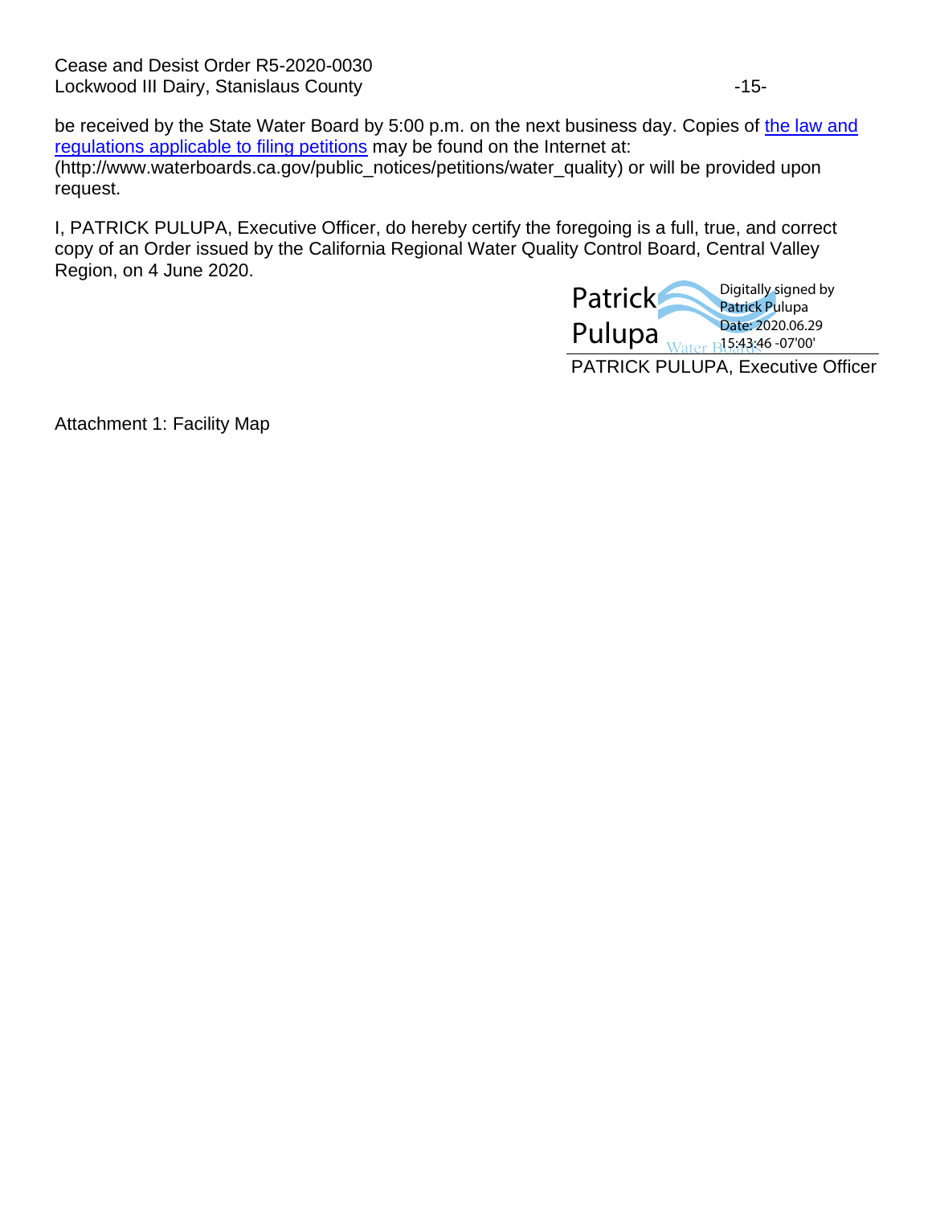be received by the State Water Board by 5:00 p.m. on the next business day. Copies of [the law and regulations applicable to filing petitions](http://www.waterboards.ca.gov/public_notices/petitions/water_quality) may be found on the Internet at: (http://www.waterboards.ca.gov/public_notices/petitions/water_quality) or will be provided upon request.

I, PATRICK PULUPA, Executive Officer, do hereby certify the foregoing is a full, true, and correct copy of an Order issued by the California Regional Water Quality Control Board, Central Valley Region, on 4 June 2020.

Patrick Pulupa — Digitally signed by Patrick Pulupa Date: 2020.06.29 15:43:46 -07'00'

PATRICK PULUPA, Executive Officer

Attachment 1: Facility Map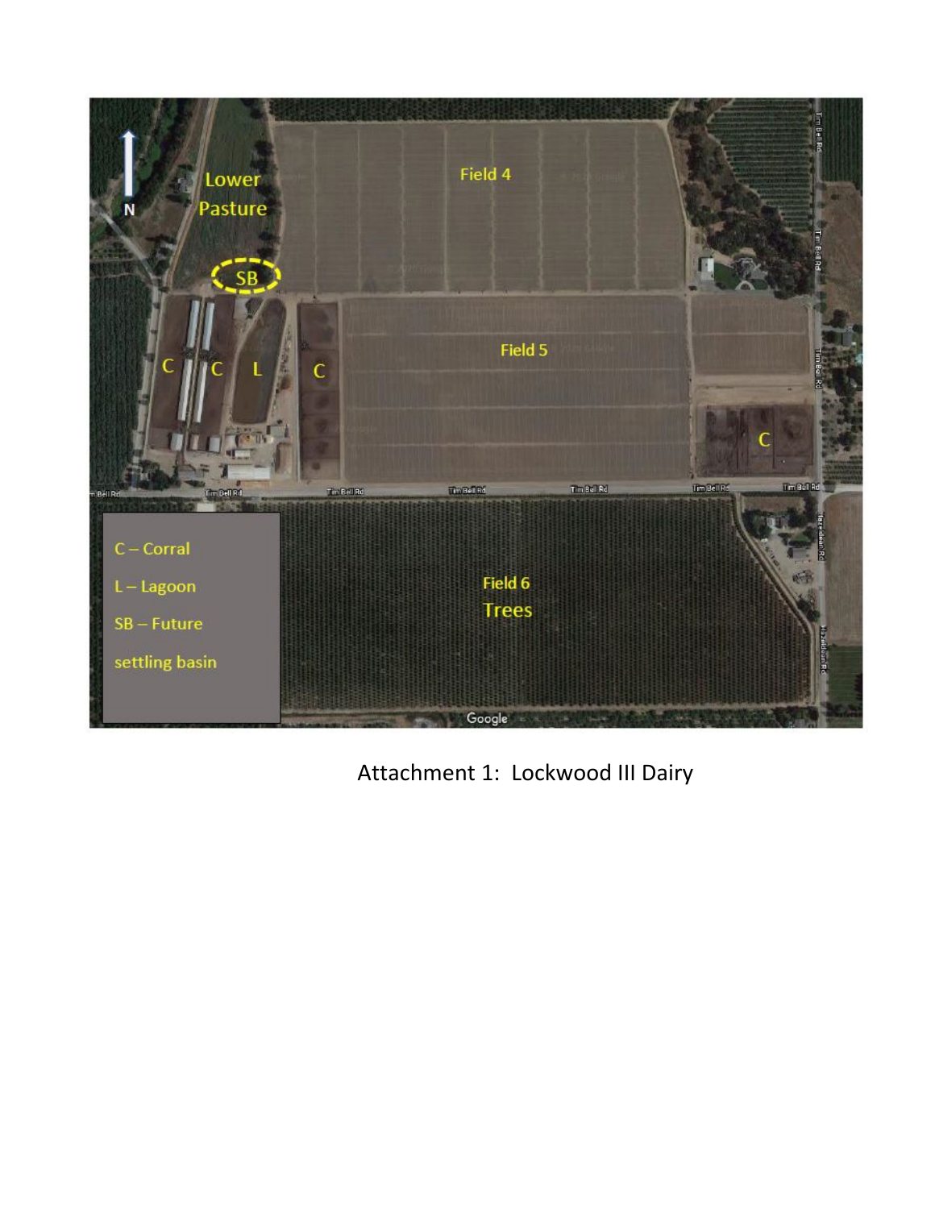Lower Pasture

SB

Field 4

C

C

L

C

Field 5

C

Field 6

Trees

C – Corral

L – Lagoon

SB – Future settling basin

N

Tim Bell Rd

Hazeldean Rd

Google

Attachment 1: Lockwood III Dairy